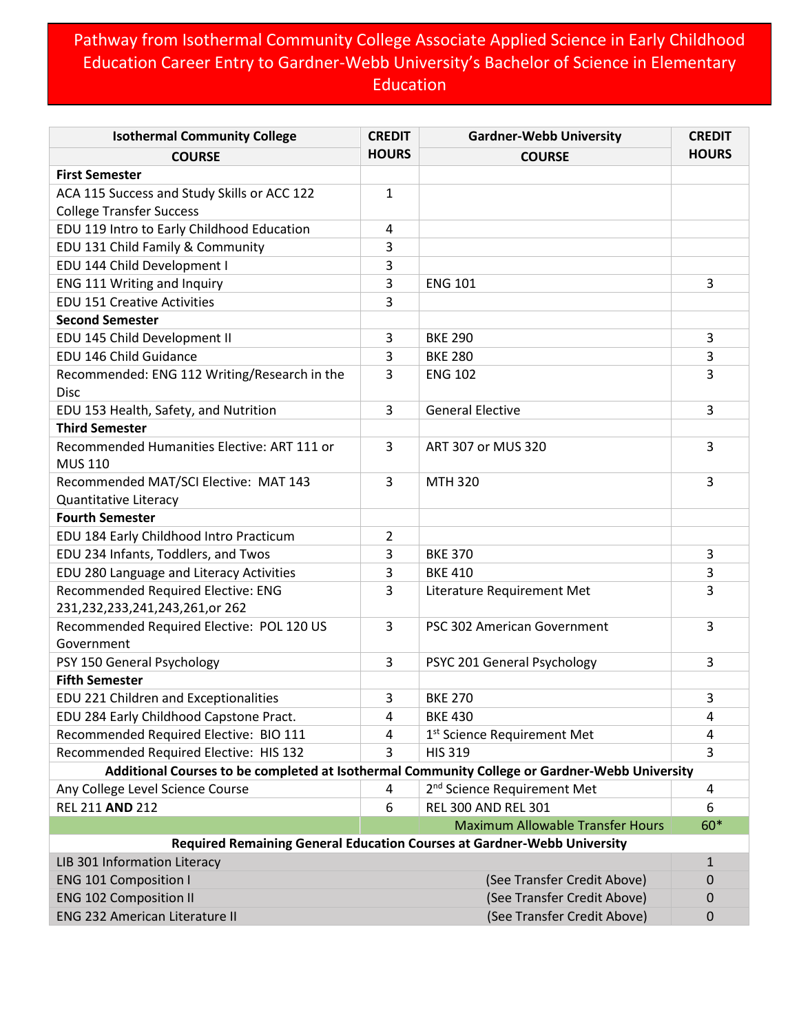# Pathway from Isothermal Community College Associate Applied Science in Early Childhood Education Career Entry to Gardner-Webb University's Bachelor of Science in Elementary Education

| Isothermal Community College COURSE | CREDIT HOURS | Gardner-Webb University COURSE | CREDIT HOURS |
|---|---|---|---|
| **First Semester** | | | |
| ACA 115 Success and Study Skills or ACC 122 College Transfer Success | 1 | | |
| EDU 119 Intro to Early Childhood Education | 4 | | |
| EDU 131 Child Family & Community | 3 | | |
| EDU 144 Child Development I | 3 | | |
| ENG 111 Writing and Inquiry | 3 | ENG 101 | 3 |
| EDU 151 Creative Activities | 3 | | |
| **Second Semester** | | | |
| EDU 145 Child Development II | 3 | BKE 290 | 3 |
| EDU 146 Child Guidance | 3 | BKE 280 | 3 |
| Recommended: ENG 112 Writing/Research in the Disc | 3 | ENG 102 | 3 |
| EDU 153 Health, Safety, and Nutrition | 3 | General Elective | 3 |
| **Third Semester** | | | |
| Recommended Humanities Elective: ART 111 or MUS 110 | 3 | ART 307 or MUS 320 | 3 |
| Recommended MAT/SCI Elective: MAT 143 Quantitative Literacy | 3 | MTH 320 | 3 |
| **Fourth Semester** | | | |
| EDU 184 Early Childhood Intro Practicum | 2 | | |
| EDU 234 Infants, Toddlers, and Twos | 3 | BKE 370 | 3 |
| EDU 280 Language and Literacy Activities | 3 | BKE 410 | 3 |
| Recommended Required Elective: ENG 231,232,233,241,243,261,or 262 | 3 | Literature Requirement Met | 3 |
| Recommended Required Elective: POL 120 US Government | 3 | PSC 302 American Government | 3 |
| PSY 150 General Psychology | 3 | PSYC 201 General Psychology | 3 |
| **Fifth Semester** | | | |
| EDU 221 Children and Exceptionalities | 3 | BKE 270 | 3 |
| EDU 284 Early Childhood Capstone Pract. | 4 | BKE 430 | 4 |
| Recommended Required Elective: BIO 111 | 4 | 1st Science Requirement Met | 4 |
| Recommended Required Elective: HIS 132 | 3 | HIS 319 | 3 |
| **Additional Courses to be completed at Isothermal Community College or Gardner-Webb University** | | | |
| Any College Level Science Course | 4 | 2nd Science Requirement Met | 4 |
| REL 211 **AND** 212 | 6 | REL 300 AND REL 301 | 6 |
| | | Maximum Allowable Transfer Hours | 60* |
| **Required Remaining General Education Courses at Gardner-Webb University** | | | |
| LIB 301 Information Literacy | | | 1 |
| ENG 101 Composition I | | (See Transfer Credit Above) | 0 |
| ENG 102 Composition II | | (See Transfer Credit Above) | 0 |
| ENG 232 American Literature II | | (See Transfer Credit Above) | 0 |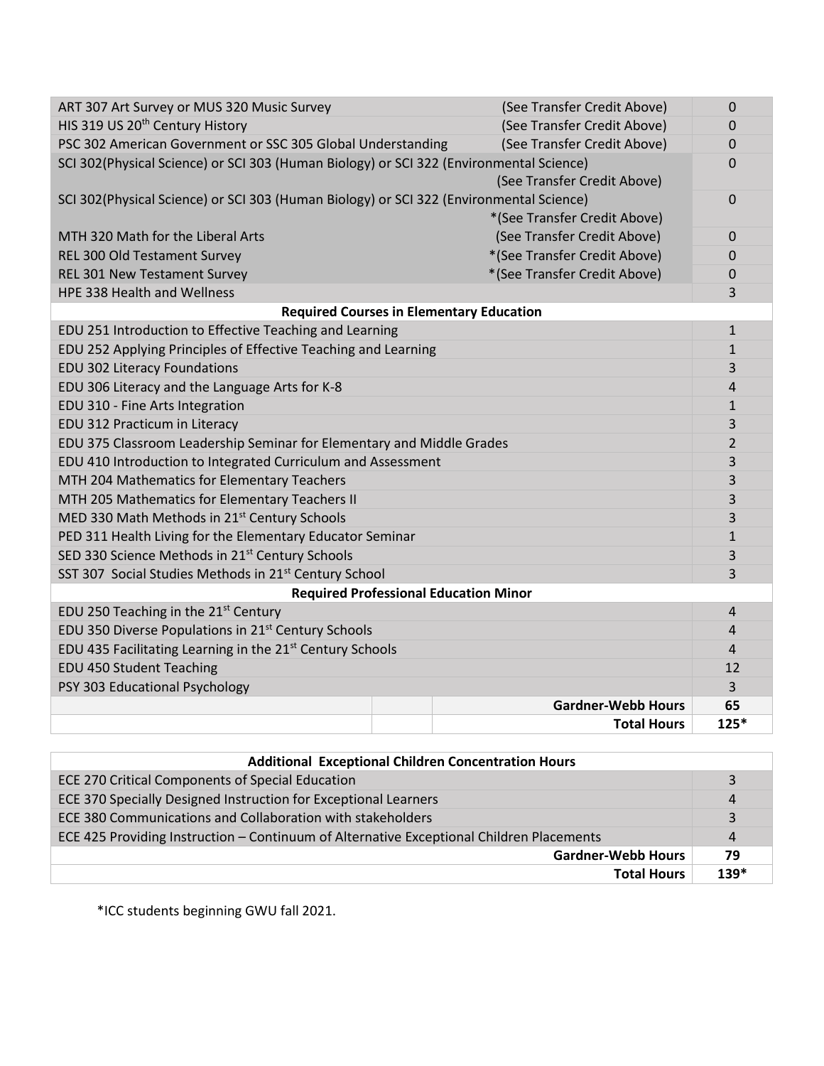| | | |
|---|---|---|
| ART 307 Art Survey or MUS 320 Music Survey | (See Transfer Credit Above) | 0 |
| HIS 319 US 20th Century History | (See Transfer Credit Above) | 0 |
| PSC 302 American Government or SSC 305 Global Understanding | (See Transfer Credit Above) | 0 |
| SCI 302(Physical Science) or SCI 303 (Human Biology) or SCI 322 (Environmental Science) | (See Transfer Credit Above) | 0 |
| SCI 302(Physical Science) or SCI 303 (Human Biology) or SCI 322 (Environmental Science) | *(See Transfer Credit Above) | 0 |
| MTH 320 Math for the Liberal Arts | (See Transfer Credit Above) | 0 |
| REL 300 Old Testament Survey | *(See Transfer Credit Above) | 0 |
| REL 301 New Testament Survey | *(See Transfer Credit Above) | 0 |
| HPE 338 Health and Wellness | | 3 |
| **Required Courses in Elementary Education** | | |
| EDU 251 Introduction to Effective Teaching and Learning | | 1 |
| EDU 252 Applying Principles of Effective Teaching and Learning | | 1 |
| EDU 302 Literacy Foundations | | 3 |
| EDU 306 Literacy and the Language Arts for K-8 | | 4 |
| EDU 310 - Fine Arts Integration | | 1 |
| EDU 312 Practicum in Literacy | | 3 |
| EDU 375 Classroom Leadership Seminar for Elementary and Middle Grades | | 2 |
| EDU 410 Introduction to Integrated Curriculum and Assessment | | 3 |
| MTH 204 Mathematics for Elementary Teachers | | 3 |
| MTH 205 Mathematics for Elementary Teachers II | | 3 |
| MED 330 Math Methods in 21st Century Schools | | 3 |
| PED 311 Health Living for the Elementary Educator Seminar | | 1 |
| SED 330 Science Methods in 21st Century Schools | | 3 |
| SST 307 Social Studies Methods in 21st Century School | | 3 |
| **Required Professional Education Minor** | | |
| EDU 250 Teaching in the 21st Century | | 4 |
| EDU 350 Diverse Populations in 21st Century Schools | | 4 |
| EDU 435 Facilitating Learning in the 21st Century Schools | | 4 |
| EDU 450 Student Teaching | | 12 |
| PSY 303 Educational Psychology | | 3 |
| | **Gardner-Webb Hours** | **65** |
| | **Total Hours** | **125*** |

| **Additional Exceptional Children Concentration Hours** | |
|---|---|
| ECE 270 Critical Components of Special Education | 3 |
| ECE 370 Specially Designed Instruction for Exceptional Learners | 4 |
| ECE 380 Communications and Collaboration with stakeholders | 3 |
| ECE 425 Providing Instruction – Continuum of Alternative Exceptional Children Placements | 4 |
| **Gardner-Webb Hours** | **79** |
| **Total Hours** | **139*** |

*ICC students beginning GWU fall 2021.